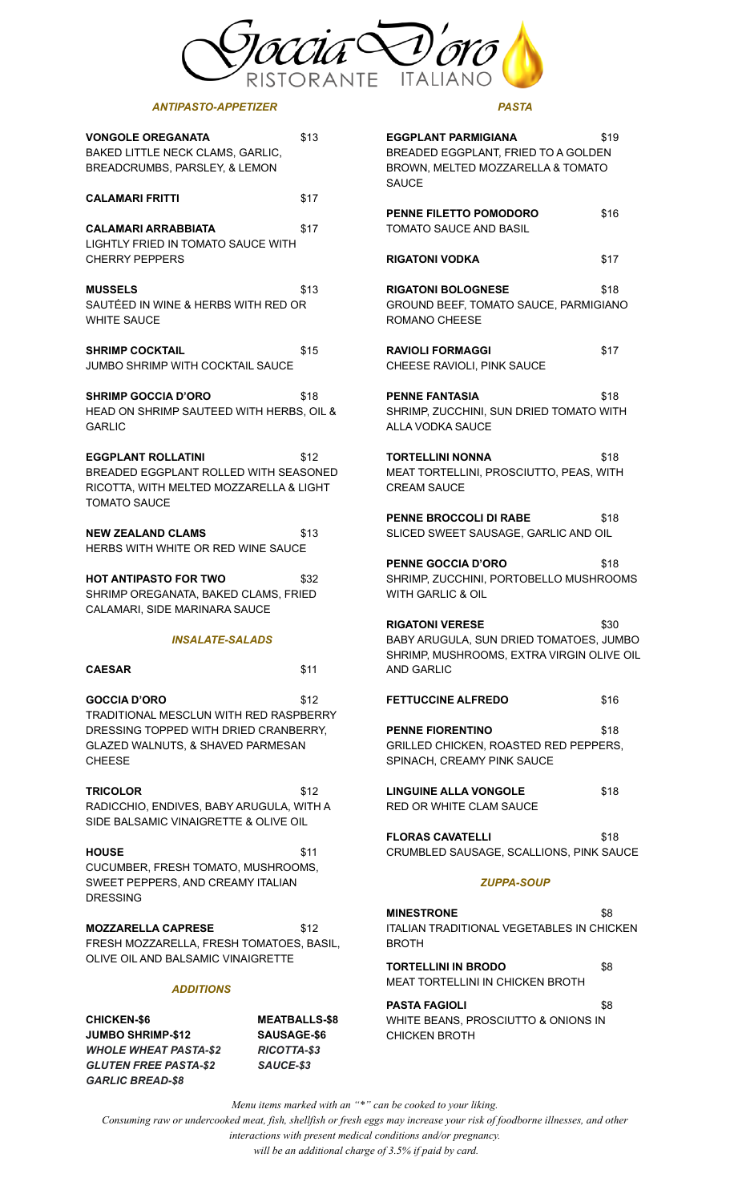# Goccia D'oro

RISTORANTE ITALIANO

## *ANTIPASTO-APPETIZER*

**VONGOLE OREGANATA** $13
BAKED LITTLE NECK CLAMS, GARLIC, BREADCRUMBS, PARSLEY, & LEMON

**CALAMARI FRITTI** $17

**CALAMARI ARRABBIATA** $17
LIGHTLY FRIED IN TOMATO SAUCE WITH CHERRY PEPPERS

**MUSSELS** $13
SAUTÉED IN WINE & HERBS WITH RED OR WHITE SAUCE

**SHRIMP COCKTAIL** $15
JUMBO SHRIMP WITH COCKTAIL SAUCE

**SHRIMP GOCCIA D'ORO** $18
HEAD ON SHRIMP SAUTEED WITH HERBS, OIL & GARLIC

**EGGPLANT ROLLATINI** $12
BREADED EGGPLANT ROLLED WITH SEASONED RICOTTA, WITH MELTED MOZZARELLA & LIGHT TOMATO SAUCE

**NEW ZEALAND CLAMS** $13
HERBS WITH WHITE OR RED WINE SAUCE

**HOT ANTIPASTO FOR TWO** $32
SHRIMP OREGANATA, BAKED CLAMS, FRIED CALAMARI, SIDE MARINARA SAUCE

## *INSALATE-SALADS*

**CAESAR** $11

**GOCCIA D'ORO** $12
TRADITIONAL MESCLUN WITH RED RASPBERRY DRESSING TOPPED WITH DRIED CRANBERRY, GLAZED WALNUTS, & SHAVED PARMESAN CHEESE

**TRICOLOR** $12
RADICCHIO, ENDIVES, BABY ARUGULA, WITH A SIDE BALSAMIC VINAIGRETTE & OLIVE OIL

**HOUSE** $11
CUCUMBER, FRESH TOMATO, MUSHROOMS, SWEET PEPPERS, AND CREAMY ITALIAN DRESSING

**MOZZARELLA CAPRESE** $12
FRESH MOZZARELLA, FRESH TOMATOES, BASIL, OLIVE OIL AND BALSAMIC VINAIGRETTE

## *ADDITIONS*

**CHICKEN-$6**
**JUMBO SHRIMP-$12**
***WHOLE WHEAT PASTA-$2***
***GLUTEN FREE PASTA-$2***
***GARLIC BREAD-$8***
**MEATBALLS-$8**
**SAUSAGE-$6**
***RICOTTA-$3***
***SAUCE-$3***

## *PASTA*

**EGGPLANT PARMIGIANA** $19
BREADED EGGPLANT, FRIED TO A GOLDEN BROWN, MELTED MOZZARELLA & TOMATO SAUCE

**PENNE FILETTO POMODORO** $16
TOMATO SAUCE AND BASIL

**RIGATONI VODKA** $17

**RIGATONI BOLOGNESE** $18
GROUND BEEF, TOMATO SAUCE, PARMIGIANO ROMANO CHEESE

**RAVIOLI FORMAGGI** $17
CHEESE RAVIOLI, PINK SAUCE

**PENNE FANTASIA** $18
SHRIMP, ZUCCHINI, SUN DRIED TOMATO WITH ALLA VODKA SAUCE

**TORTELLINI NONNA** $18
MEAT TORTELLINI, PROSCIUTTO, PEAS, WITH CREAM SAUCE

**PENNE BROCCOLI DI RABE** $18
SLICED SWEET SAUSAGE, GARLIC AND OIL

**PENNE GOCCIA D'ORO** $18
SHRIMP, ZUCCHINI, PORTOBELLO MUSHROOMS WITH GARLIC & OIL

**RIGATONI VERESE** $30
BABY ARUGULA, SUN DRIED TOMATOES, JUMBO SHRIMP, MUSHROOMS, EXTRA VIRGIN OLIVE OIL AND GARLIC

**FETTUCCINE ALFREDO** $16

**PENNE FIORENTINO** $18
GRILLED CHICKEN, ROASTED RED PEPPERS, SPINACH, CREAMY PINK SAUCE

**LINGUINE ALLA VONGOLE** $18
RED OR WHITE CLAM SAUCE

**FLORAS CAVATELLI** $18
CRUMBLED SAUSAGE, SCALLIONS, PINK SAUCE

## *ZUPPA-SOUP*

**MINESTRONE** $8
ITALIAN TRADITIONAL VEGETABLES IN CHICKEN BROTH

**TORTELLINI IN BRODO** $8
MEAT TORTELLINI IN CHICKEN BROTH

**PASTA FAGIOLI** $8
WHITE BEANS, PROSCIUTTO & ONIONS IN CHICKEN BROTH

*Menu items marked with an "*" can be cooked to your liking.*
*Consuming raw or undercooked meat, fish, shellfish or fresh eggs may increase your risk of foodborne illnesses, and other interactions with present medical conditions and/or pregnancy.*
*will be an additional charge of 3.5% if paid by card.*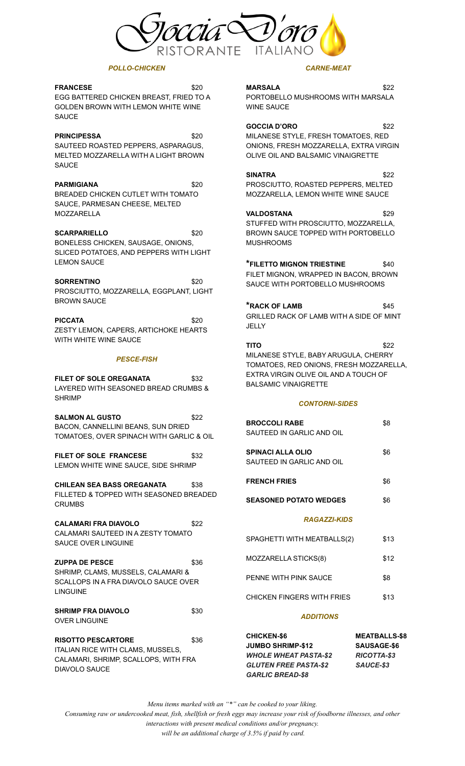# Goccia D'oro

RISTORANTE ITALIANO

## *POLLO-CHICKEN*

**FRANCESE** $20
EGG BATTERED CHICKEN BREAST, FRIED TO A GOLDEN BROWN WITH LEMON WHITE WINE SAUCE

**PRINCIPESSA** $20
SAUTEED ROASTED PEPPERS, ASPARAGUS, MELTED MOZZARELLA WITH A LIGHT BROWN SAUCE

**PARMIGIANA** $20
BREADED CHICKEN CUTLET WITH TOMATO SAUCE, PARMESAN CHEESE, MELTED MOZZARELLA

**SCARPARIELLO** $20
BONELESS CHICKEN, SAUSAGE, ONIONS, SLICED POTATOES, AND PEPPERS WITH LIGHT LEMON SAUCE

**SORRENTINO** $20
PROSCIUTTO, MOZZARELLA, EGGPLANT, LIGHT BROWN SAUCE

**PICCATA** $20
ZESTY LEMON, CAPERS, ARTICHOKE HEARTS WITH WHITE WINE SAUCE

## *PESCE-FISH*

**FILET OF SOLE OREGANATA** $32
LAYERED WITH SEASONED BREAD CRUMBS & SHRIMP

**SALMON AL GUSTO** $22
BACON, CANNELLINI BEANS, SUN DRIED TOMATOES, OVER SPINACH WITH GARLIC & OIL

**FILET OF SOLE FRANCESE** $32
LEMON WHITE WINE SAUCE, SIDE SHRIMP

**CHILEAN SEA BASS OREGANATA** $38
FILLETED & TOPPED WITH SEASONED BREADED CRUMBS

**CALAMARI FRA DIAVOLO** $22
CALAMARI SAUTEED IN A ZESTY TOMATO SAUCE OVER LINGUINE

**ZUPPA DE PESCE** $36
SHRIMP, CLAMS, MUSSELS, CALAMARI & SCALLOPS IN A FRA DIAVOLO SAUCE OVER LINGUINE

**SHRIMP FRA DIAVOLO** $30
OVER LINGUINE

**RISOTTO PESCARTORE** $36
ITALIAN RICE WITH CLAMS, MUSSELS, CALAMARI, SHRIMP, SCALLOPS, WITH FRA DIAVOLO SAUCE

## *CARNE-MEAT*

**MARSALA** $22
PORTOBELLO MUSHROOMS WITH MARSALA WINE SAUCE

**GOCCIA D'ORO** $22
MILANESE STYLE, FRESH TOMATOES, RED ONIONS, FRESH MOZZARELLA, EXTRA VIRGIN OLIVE OIL AND BALSAMIC VINAIGRETTE

**SINATRA** $22
PROSCIUTTO, ROASTED PEPPERS, MELTED MOZZARELLA, LEMON WHITE WINE SAUCE

**VALDOSTANA** $29
STUFFED WITH PROSCIUTTO, MOZZARELLA, BROWN SAUCE TOPPED WITH PORTOBELLO MUSHROOMS

**\*FILETTO MIGNON TRIESTINE** $40
FILET MIGNON, WRAPPED IN BACON, BROWN SAUCE WITH PORTOBELLO MUSHROOMS

**\*RACK OF LAMB** $45
GRILLED RACK OF LAMB WITH A SIDE OF MINT JELLY

**TITO** $22
MILANESE STYLE, BABY ARUGULA, CHERRY TOMATOES, RED ONIONS, FRESH MOZZARELLA, EXTRA VIRGIN OLIVE OIL AND A TOUCH OF BALSAMIC VINAIGRETTE

## *CONTORNI-SIDES*

**BROCCOLI RABE** $8
SAUTEED IN GARLIC AND OIL

**SPINACI ALLA OLIO** $6
SAUTEED IN GARLIC AND OIL

**FRENCH FRIES** $6

**SEASONED POTATO WEDGES** $6

## *RAGAZZI-KIDS*

SPAGHETTI WITH MEATBALLS(2) $13

MOZZARELLA STICKS(8) $12

PENNE WITH PINK SAUCE $8

CHICKEN FINGERS WITH FRIES $13

## *ADDITIONS*

| | |
|---|---|
| **CHICKEN-$6** | **MEATBALLS-$8** |
| **JUMBO SHRIMP-$12** | **SAUSAGE-$6** |
| ***WHOLE WHEAT PASTA-$2*** | ***RICOTTA-$3*** |
| ***GLUTEN FREE PASTA-$2*** | ***SAUCE-$3*** |
| ***GARLIC BREAD-$8*** | |

*Menu items marked with an "\*" can be cooked to your liking.*
*Consuming raw or undercooked meat, fish, shellfish or fresh eggs may increase your risk of foodborne illnesses, and other interactions with present medical conditions and/or pregnancy.*
*will be an additional charge of 3.5% if paid by card.*